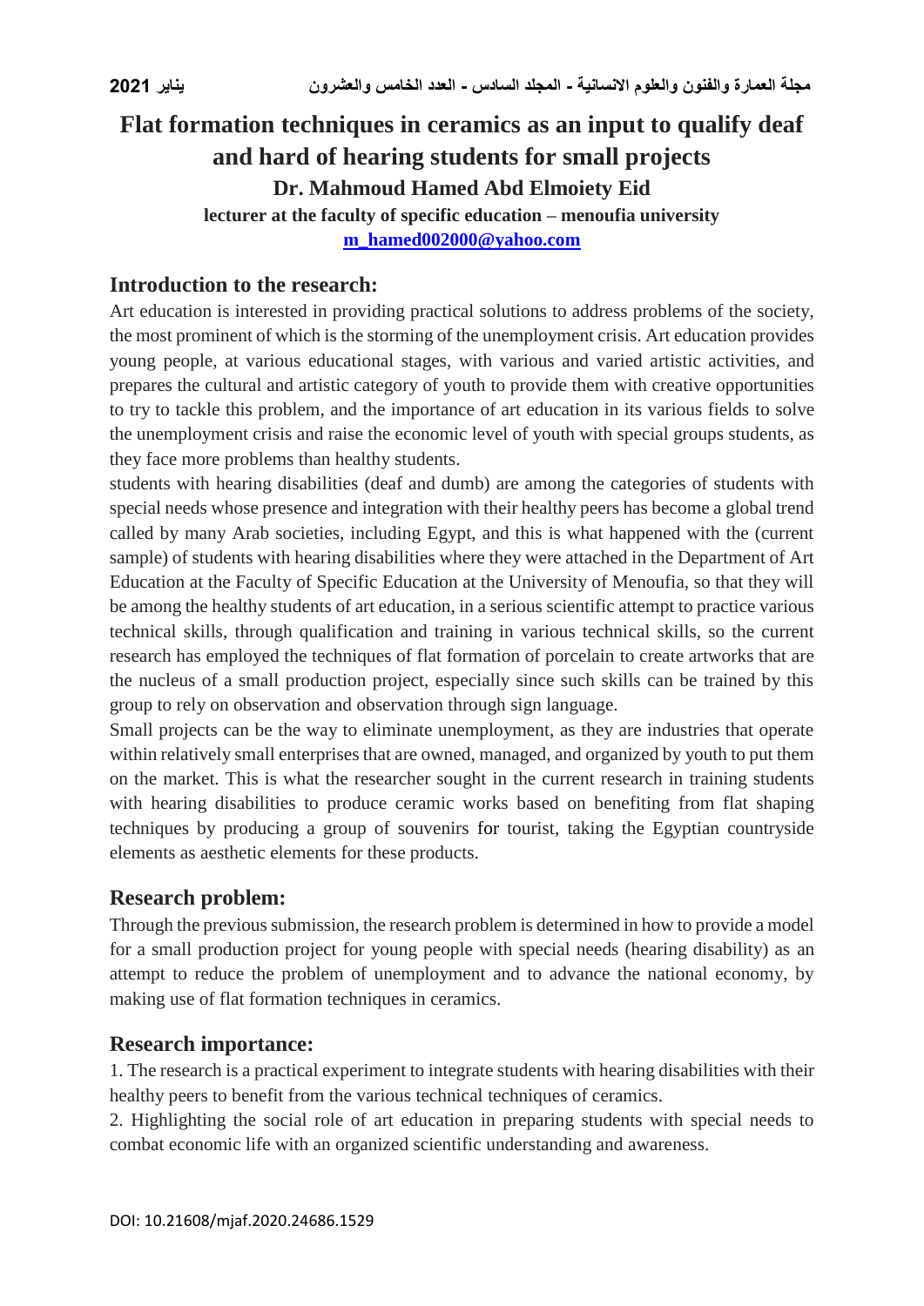# Flat formation techniques in ceramics as an input to qualify deaf and hard of hearing students for small projects

**Dr. Mahmoud Hamed Abd Elmoiety Eid**

**lecturer at the faculty of specific education – menoufia university**

**m_hamed002000@yahoo.com**

## Introduction to the research:

Art education is interested in providing practical solutions to address problems of the society, the most prominent of which is the storming of the unemployment crisis. Art education provides young people, at various educational stages, with various and varied artistic activities, and prepares the cultural and artistic category of youth to provide them with creative opportunities to try to tackle this problem, and the importance of art education in its various fields to solve the unemployment crisis and raise the economic level of youth with special groups students, as they face more problems than healthy students.

students with hearing disabilities (deaf and dumb) are among the categories of students with special needs whose presence and integration with their healthy peers has become a global trend called by many Arab societies, including Egypt, and this is what happened with the (current sample) of students with hearing disabilities where they were attached in the Department of Art Education at the Faculty of Specific Education at the University of Menoufia, so that they will be among the healthy students of art education, in a serious scientific attempt to practice various technical skills, through qualification and training in various technical skills, so the current research has employed the techniques of flat formation of porcelain to create artworks that are the nucleus of a small production project, especially since such skills can be trained by this group to rely on observation and observation through sign language.

Small projects can be the way to eliminate unemployment, as they are industries that operate within relatively small enterprises that are owned, managed, and organized by youth to put them on the market. This is what the researcher sought in the current research in training students with hearing disabilities to produce ceramic works based on benefiting from flat shaping techniques by producing a group of souvenirs for tourist, taking the Egyptian countryside elements as aesthetic elements for these products.

## Research problem:

Through the previous submission, the research problem is determined in how to provide a model for a small production project for young people with special needs (hearing disability) as an attempt to reduce the problem of unemployment and to advance the national economy, by making use of flat formation techniques in ceramics.

## Research importance:

1. The research is a practical experiment to integrate students with hearing disabilities with their healthy peers to benefit from the various technical techniques of ceramics.
2. Highlighting the social role of art education in preparing students with special needs to combat economic life with an organized scientific understanding and awareness.

DOI: 10.21608/mjaf.2020.24686.1529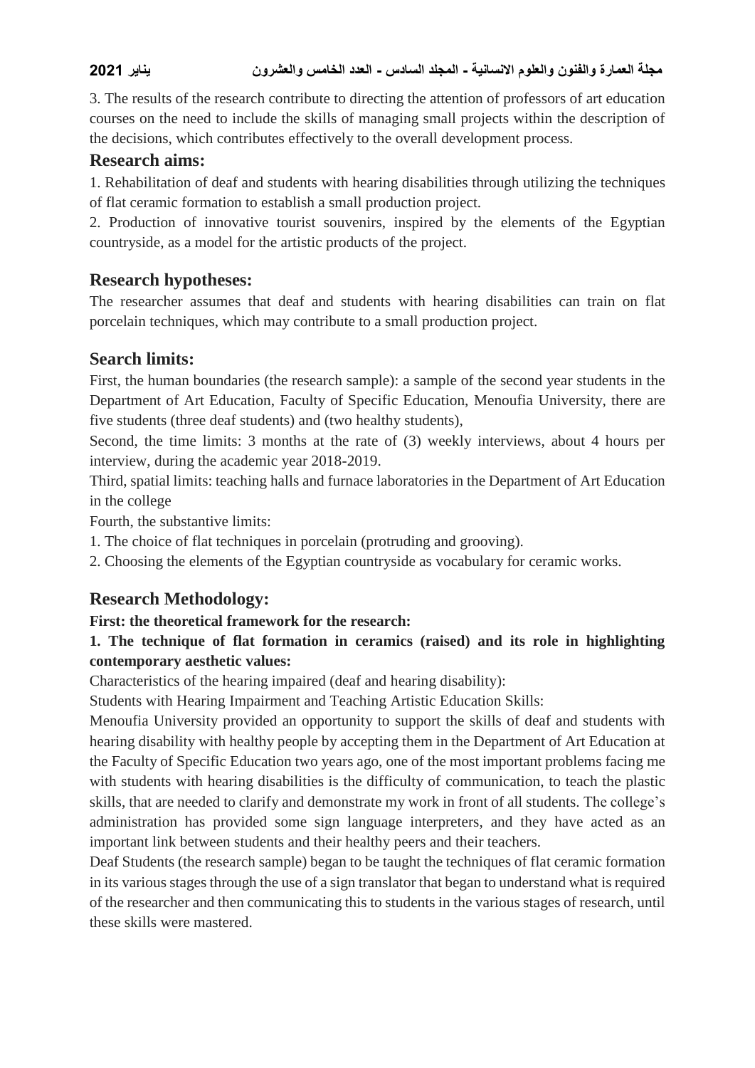3. The results of the research contribute to directing the attention of professors of art education courses on the need to include the skills of managing small projects within the description of the decisions, which contributes effectively to the overall development process.

## Research aims:

1. Rehabilitation of deaf and students with hearing disabilities through utilizing the techniques of flat ceramic formation to establish a small production project.
2. Production of innovative tourist souvenirs, inspired by the elements of the Egyptian countryside, as a model for the artistic products of the project.

## Research hypotheses:

The researcher assumes that deaf and students with hearing disabilities can train on flat porcelain techniques, which may contribute to a small production project.

## Search limits:

First, the human boundaries (the research sample): a sample of the second year students in the Department of Art Education, Faculty of Specific Education, Menoufia University, there are five students (three deaf students) and (two healthy students),

Second, the time limits: 3 months at the rate of (3) weekly interviews, about 4 hours per interview, during the academic year 2018-2019.

Third, spatial limits: teaching halls and furnace laboratories in the Department of Art Education in the college

Fourth, the substantive limits:

1. The choice of flat techniques in porcelain (protruding and grooving).
2. Choosing the elements of the Egyptian countryside as vocabulary for ceramic works.

## Research Methodology:

**First: the theoretical framework for the research:**

**1. The technique of flat formation in ceramics (raised) and its role in highlighting contemporary aesthetic values:**

Characteristics of the hearing impaired (deaf and hearing disability):

Students with Hearing Impairment and Teaching Artistic Education Skills:

Menoufia University provided an opportunity to support the skills of deaf and students with hearing disability with healthy people by accepting them in the Department of Art Education at the Faculty of Specific Education two years ago, one of the most important problems facing me with students with hearing disabilities is the difficulty of communication, to teach the plastic skills, that are needed to clarify and demonstrate my work in front of all students. The college's administration has provided some sign language interpreters, and they have acted as an important link between students and their healthy peers and their teachers.

Deaf Students (the research sample) began to be taught the techniques of flat ceramic formation in its various stages through the use of a sign translator that began to understand what is required of the researcher and then communicating this to students in the various stages of research, until these skills were mastered.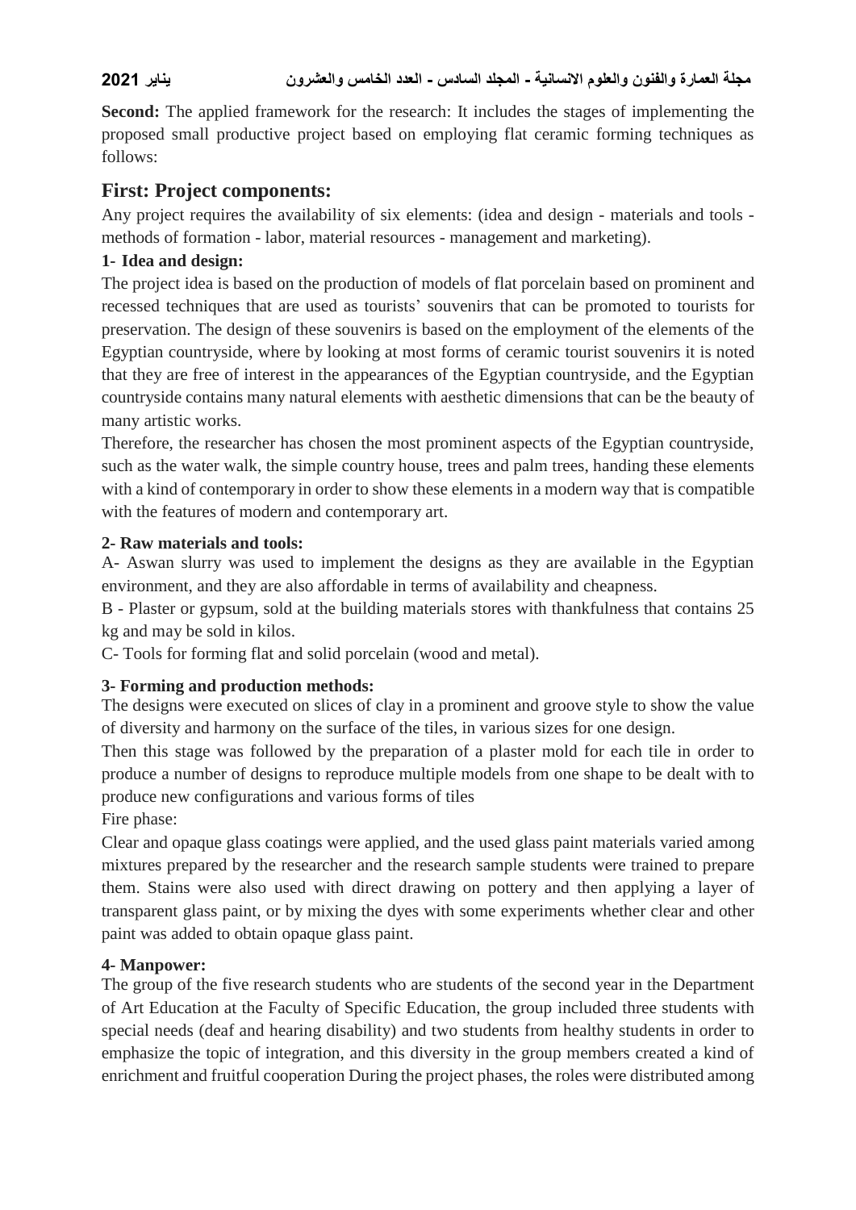**Second:** The applied framework for the research: It includes the stages of implementing the proposed small productive project based on employing flat ceramic forming techniques as follows:

## First: Project components:

Any project requires the availability of six elements: (idea and design - materials and tools - methods of formation - labor, material resources - management and marketing).

### 1- Idea and design:

The project idea is based on the production of models of flat porcelain based on prominent and recessed techniques that are used as tourists' souvenirs that can be promoted to tourists for preservation. The design of these souvenirs is based on the employment of the elements of the Egyptian countryside, where by looking at most forms of ceramic tourist souvenirs it is noted that they are free of interest in the appearances of the Egyptian countryside, and the Egyptian countryside contains many natural elements with aesthetic dimensions that can be the beauty of many artistic works.

Therefore, the researcher has chosen the most prominent aspects of the Egyptian countryside, such as the water walk, the simple country house, trees and palm trees, handing these elements with a kind of contemporary in order to show these elements in a modern way that is compatible with the features of modern and contemporary art.

### 2- Raw materials and tools:

A- Aswan slurry was used to implement the designs as they are available in the Egyptian environment, and they are also affordable in terms of availability and cheapness.

B - Plaster or gypsum, sold at the building materials stores with thankfulness that contains 25 kg and may be sold in kilos.

C- Tools for forming flat and solid porcelain (wood and metal).

### 3- Forming and production methods:

The designs were executed on slices of clay in a prominent and groove style to show the value of diversity and harmony on the surface of the tiles, in various sizes for one design.

Then this stage was followed by the preparation of a plaster mold for each tile in order to produce a number of designs to reproduce multiple models from one shape to be dealt with to produce new configurations and various forms of tiles

Fire phase:

Clear and opaque glass coatings were applied, and the used glass paint materials varied among mixtures prepared by the researcher and the research sample students were trained to prepare them. Stains were also used with direct drawing on pottery and then applying a layer of transparent glass paint, or by mixing the dyes with some experiments whether clear and other paint was added to obtain opaque glass paint.

### 4- Manpower:

The group of the five research students who are students of the second year in the Department of Art Education at the Faculty of Specific Education, the group included three students with special needs (deaf and hearing disability) and two students from healthy students in order to emphasize the topic of integration, and this diversity in the group members created a kind of enrichment and fruitful cooperation During the project phases, the roles were distributed among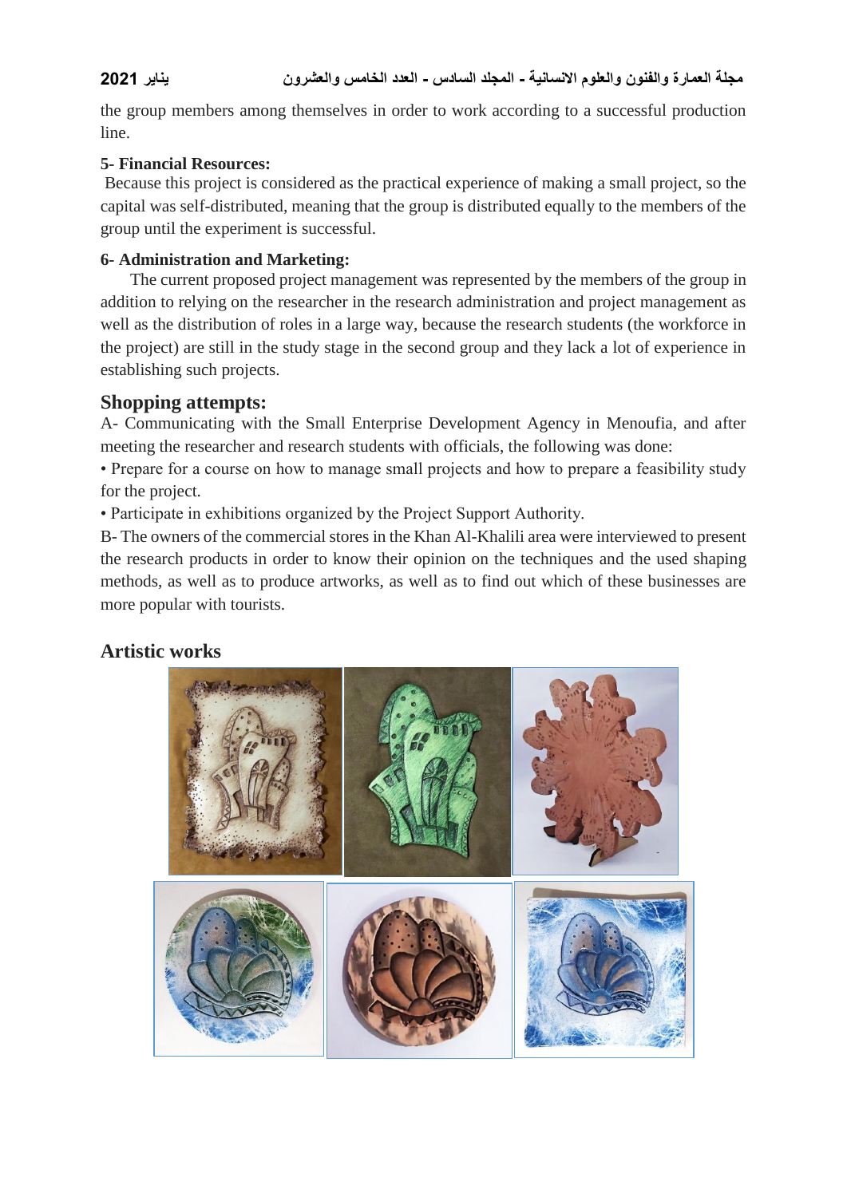the group members among themselves in order to work according to a successful production line.

**5- Financial Resources:**

Because this project is considered as the practical experience of making a small project, so the capital was self-distributed, meaning that the group is distributed equally to the members of the group until the experiment is successful.

**6- Administration and Marketing:**

The current proposed project management was represented by the members of the group in addition to relying on the researcher in the research administration and project management as well as the distribution of roles in a large way, because the research students (the workforce in the project) are still in the study stage in the second group and they lack a lot of experience in establishing such projects.

## Shopping attempts:

A- Communicating with the Small Enterprise Development Agency in Menoufia, and after meeting the researcher and research students with officials, the following was done:

• Prepare for a course on how to manage small projects and how to prepare a feasibility study for the project.

• Participate in exhibitions organized by the Project Support Authority.

B- The owners of the commercial stores in the Khan Al-Khalili area were interviewed to present the research products in order to know their opinion on the techniques and the used shaping methods, as well as to produce artworks, as well as to find out which of these businesses are more popular with tourists.

## Artistic works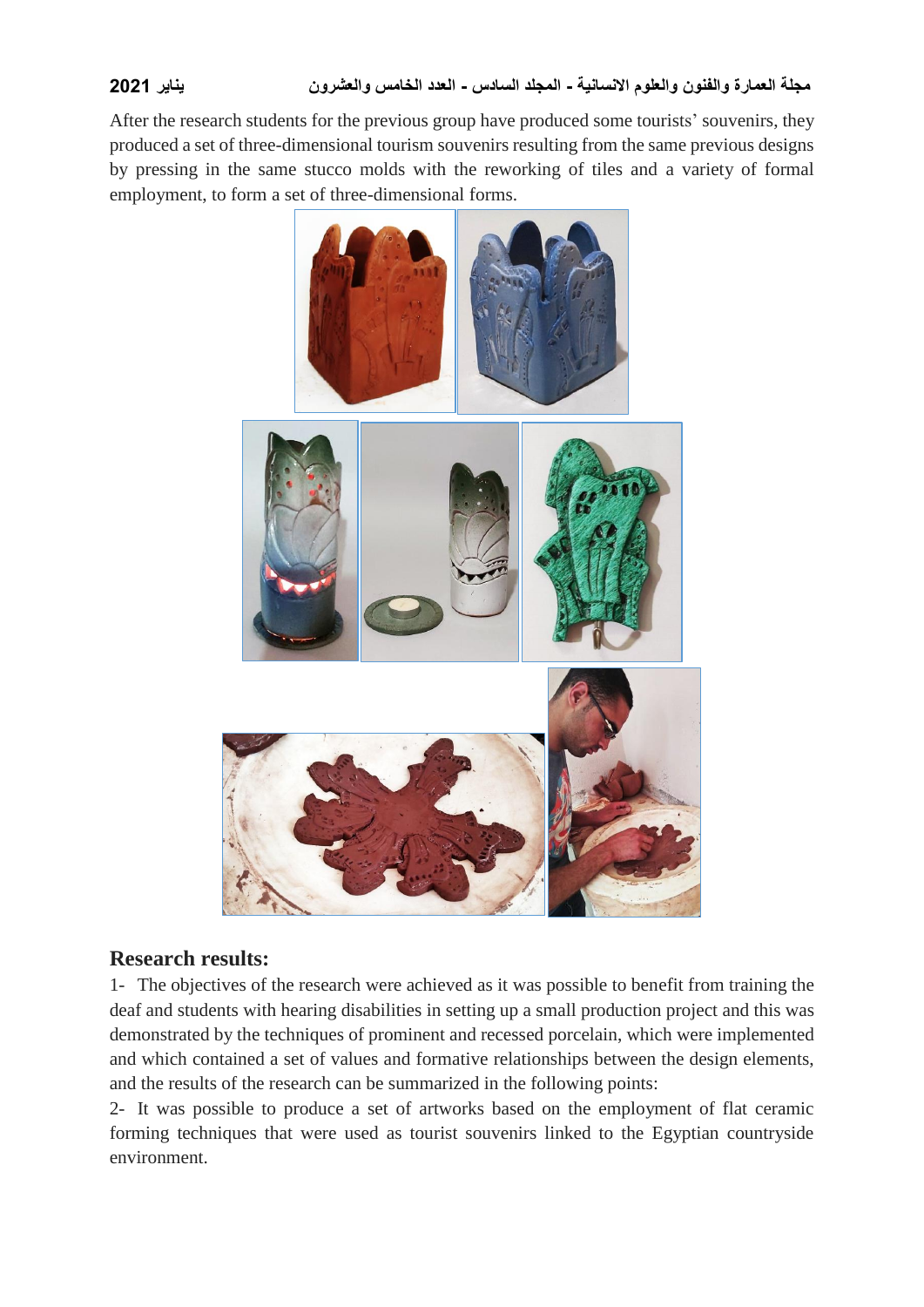After the research students for the previous group have produced some tourists' souvenirs, they produced a set of three-dimensional tourism souvenirs resulting from the same previous designs by pressing in the same stucco molds with the reworking of tiles and a variety of formal employment, to form a set of three-dimensional forms.

## Research results:

1- The objectives of the research were achieved as it was possible to benefit from training the deaf and students with hearing disabilities in setting up a small production project and this was demonstrated by the techniques of prominent and recessed porcelain, which were implemented and which contained a set of values and formative relationships between the design elements, and the results of the research can be summarized in the following points:

2- It was possible to produce a set of artworks based on the employment of flat ceramic forming techniques that were used as tourist souvenirs linked to the Egyptian countryside environment.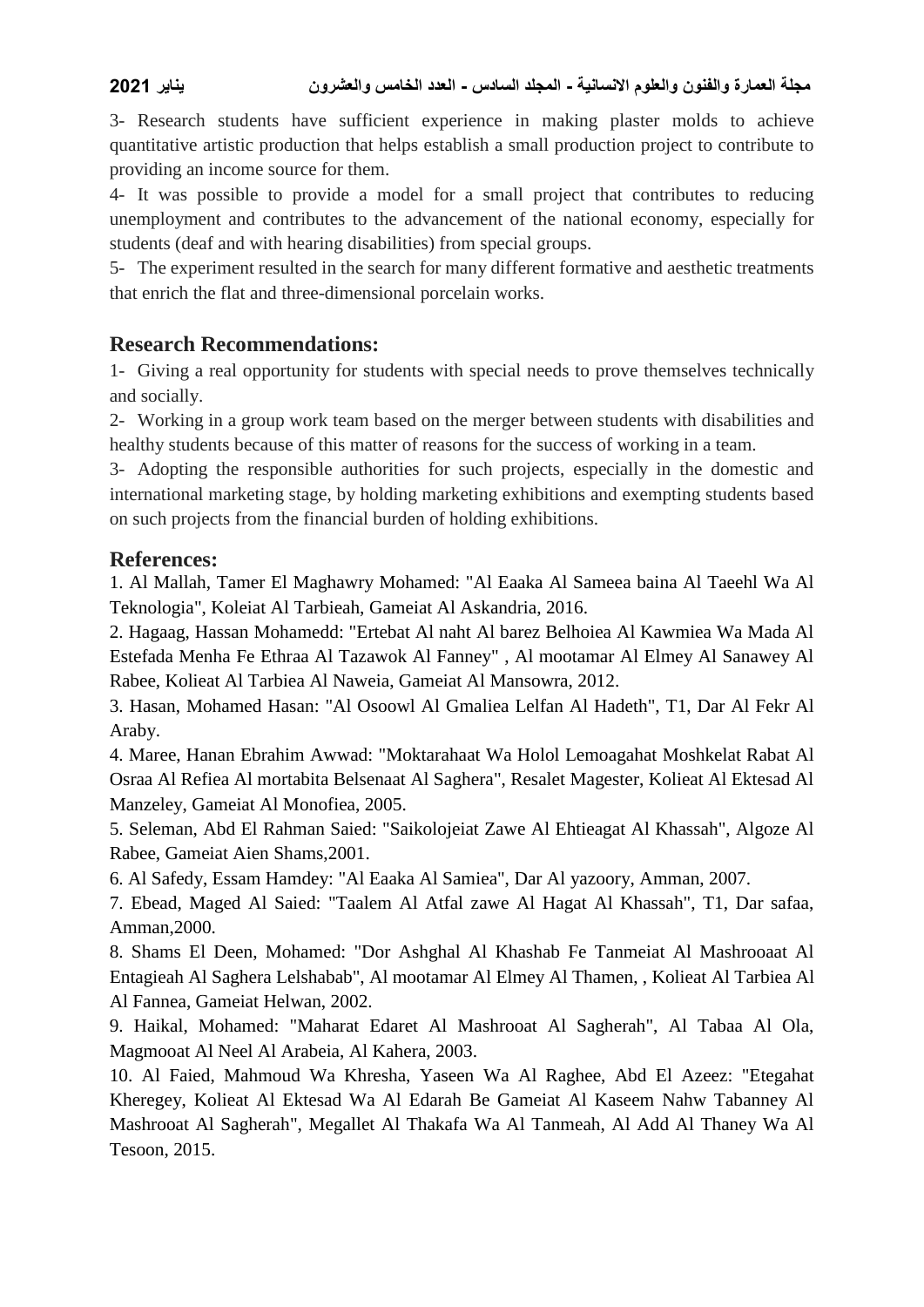3- Research students have sufficient experience in making plaster molds to achieve quantitative artistic production that helps establish a small production project to contribute to providing an income source for them.

4- It was possible to provide a model for a small project that contributes to reducing unemployment and contributes to the advancement of the national economy, especially for students (deaf and with hearing disabilities) from special groups.

5- The experiment resulted in the search for many different formative and aesthetic treatments that enrich the flat and three-dimensional porcelain works.

## Research Recommendations:

1- Giving a real opportunity for students with special needs to prove themselves technically and socially.

2- Working in a group work team based on the merger between students with disabilities and healthy students because of this matter of reasons for the success of working in a team.

3- Adopting the responsible authorities for such projects, especially in the domestic and international marketing stage, by holding marketing exhibitions and exempting students based on such projects from the financial burden of holding exhibitions.

## References:

1. Al Mallah, Tamer El Maghawry Mohamed: "Al Eaaka Al Sameea baina Al Taeehl Wa Al Teknologia", Koleiat Al Tarbieah, Gameiat Al Askandria, 2016.
2. Hagaag, Hassan Mohamedd: "Ertebat Al naht Al barez Belhoiea Al Kawmiea Wa Mada Al Estefada Menha Fe Ethraa Al Tazawok Al Fanney" , Al mootamar Al Elmey Al Sanawey Al Rabee, Kolieat Al Tarbiea Al Naweia, Gameiat Al Mansowra, 2012.
3. Hasan, Mohamed Hasan: "Al Osoowl Al Gmaliea Lelfan Al Hadeth", T1, Dar Al Fekr Al Araby.
4. Maree, Hanan Ebrahim Awwad: "Moktarahaat Wa Holol Lemoagahat Moshkelat Rabat Al Osraa Al Refiea Al mortabita Belsenaat Al Saghera", Resalet Magester, Kolieat Al Ektesad Al Manzeley, Gameiat Al Monofiea, 2005.
5. Seleman, Abd El Rahman Saied: "Saikolojeiat Zawe Al Ehtieagat Al Khassah", Algoze Al Rabee, Gameiat Aien Shams,2001.
6. Al Safedy, Essam Hamdey: "Al Eaaka Al Samiea", Dar Al yazoory, Amman, 2007.
7. Ebead, Maged Al Saied: "Taalem Al Atfal zawe Al Hagat Al Khassah", T1, Dar safaa, Amman,2000.
8. Shams El Deen, Mohamed: "Dor Ashghal Al Khashab Fe Tanmeiat Al Mashrooaat Al Entagieah Al Saghera Lelshabab", Al mootamar Al Elmey Al Thamen, , Kolieat Al Tarbiea Al Al Fannea, Gameiat Helwan, 2002.
9. Haikal, Mohamed: "Maharat Edaret Al Mashrooat Al Sagherah", Al Tabaa Al Ola, Magmooat Al Neel Al Arabeia, Al Kahera, 2003.
10. Al Faied, Mahmoud Wa Khresha, Yaseen Wa Al Raghee, Abd El Azeez: "Etegahat Kheregey, Kolieat Al Ektesad Wa Al Edarah Be Gameiat Al Kaseem Nahw Tabanney Al Mashrooat Al Sagherah", Megallet Al Thakafa Wa Al Tanmeah, Al Add Al Thaney Wa Al Tesoon, 2015.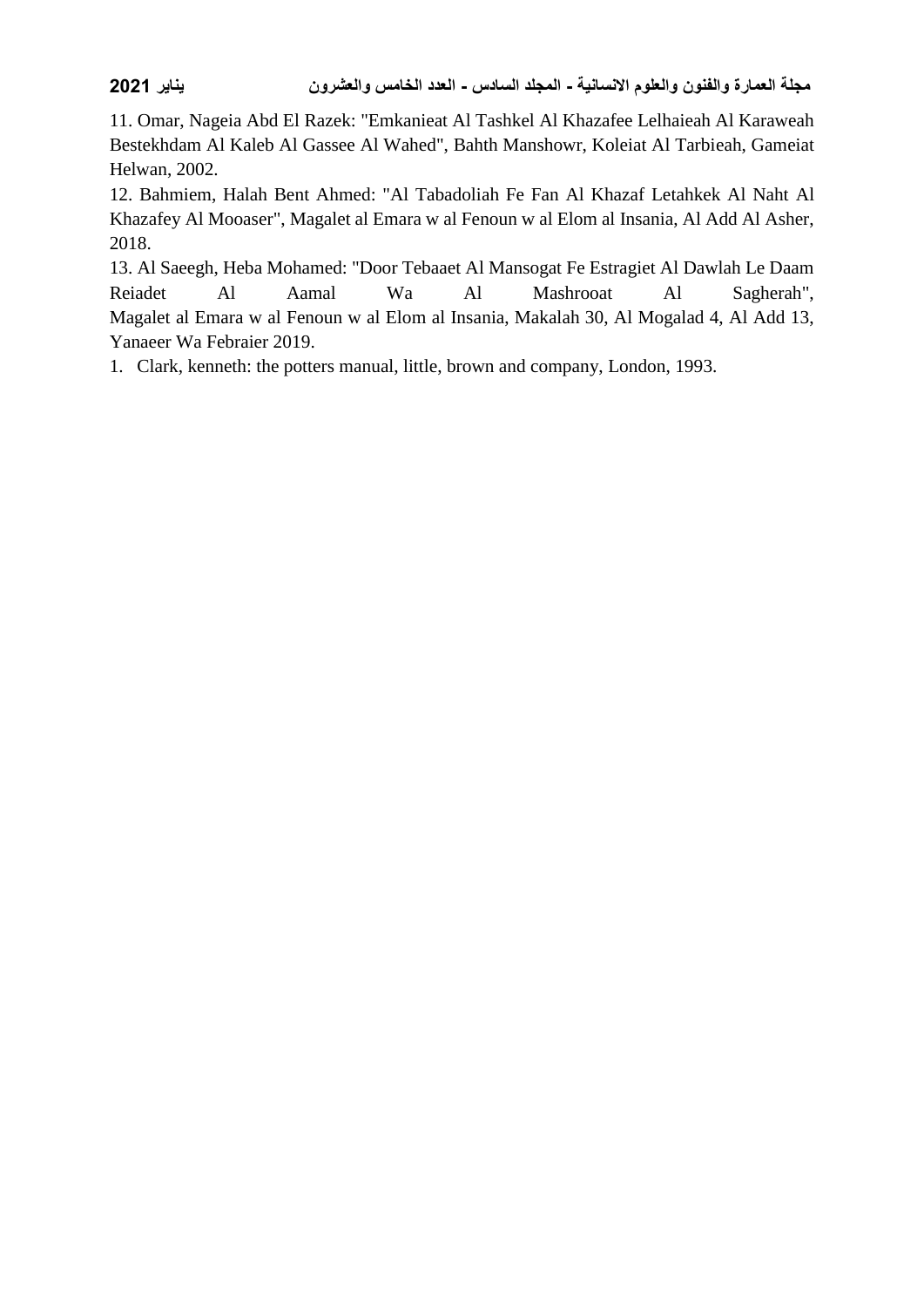11. Omar, Nageia Abd El Razek: "Emkanieat Al Tashkel Al Khazafee Lelhaieah Al Karaweah Bestekhdam Al Kaleb Al Gassee Al Wahed", Bahth Manshowr, Koleiat Al Tarbieah, Gameiat Helwan, 2002.

12. Bahmiem, Halah Bent Ahmed: "Al Tabadoliah Fe Fan Al Khazaf Letahkek Al Naht Al Khazafey Al Mooaser", Magalet al Emara w al Fenoun w al Elom al Insania, Al Add Al Asher, 2018.

13. Al Saeegh, Heba Mohamed: "Door Tebaaet Al Mansogat Fe Estragiet Al Dawlah Le Daam Reiadet Al Aamal Wa Al Mashrooat Al Sagherah", Magalet al Emara w al Fenoun w al Elom al Insania, Makalah 30, Al Mogalad 4, Al Add 13, Yanaeer Wa Febraier 2019.

1. Clark, kenneth: the potters manual, little, brown and company, London, 1993.